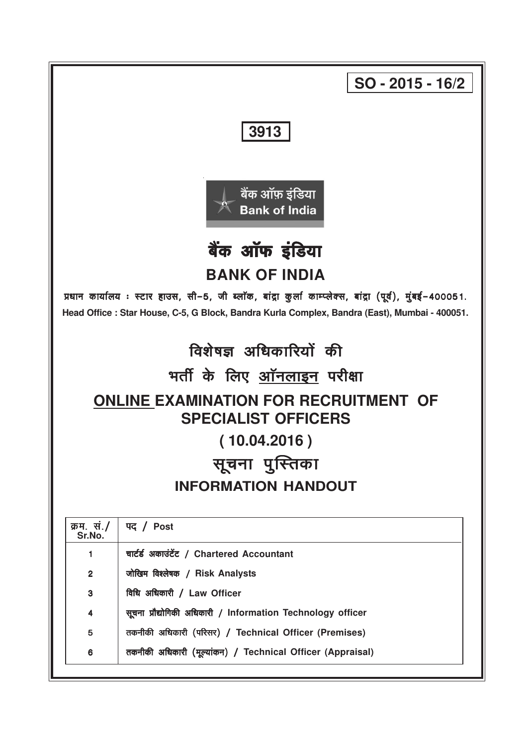**SO - 2015 - 16/2**

**3913**

बैंक ऑफ़ इंडिया
Bank of India

# बैंक ऑफ इंडिया
# BANK OF INDIA

**प्रधान कार्यालय : स्टार हाउस, सी-5, जी ब्लॉक, बांद्रा कुर्ला काम्प्लेक्स, बांद्रा (पूर्व), मुंबई-400051.**
**Head Office : Star House, C-5, G Block, Bandra Kurla Complex, Bandra (East), Mumbai - 400051.**

## विशेषज्ञ अधिकारियों की भर्ती के लिए ऑनलाइन परीक्षा

## ONLINE EXAMINATION FOR RECRUITMENT OF SPECIALIST OFFICERS

## ( 10.04.2016 )

## सूचना पुस्तिका
## INFORMATION HANDOUT

| क्रम. सं./ Sr.No. | पद / Post |
|---|---|
| 1 | चार्टर्ड अकाउंटेंट / Chartered Accountant |
| 2 | जोखिम विश्लेषक / Risk Analysts |
| 3 | विधि अधिकारी / Law Officer |
| 4 | सूचना प्रौद्योगिकी अधिकारी / Information Technology officer |
| 5 | तकनीकी अधिकारी (परिसर) / Technical Officer (Premises) |
| 6 | तकनीकी अधिकारी (मूल्यांकन) / Technical Officer (Appraisal) |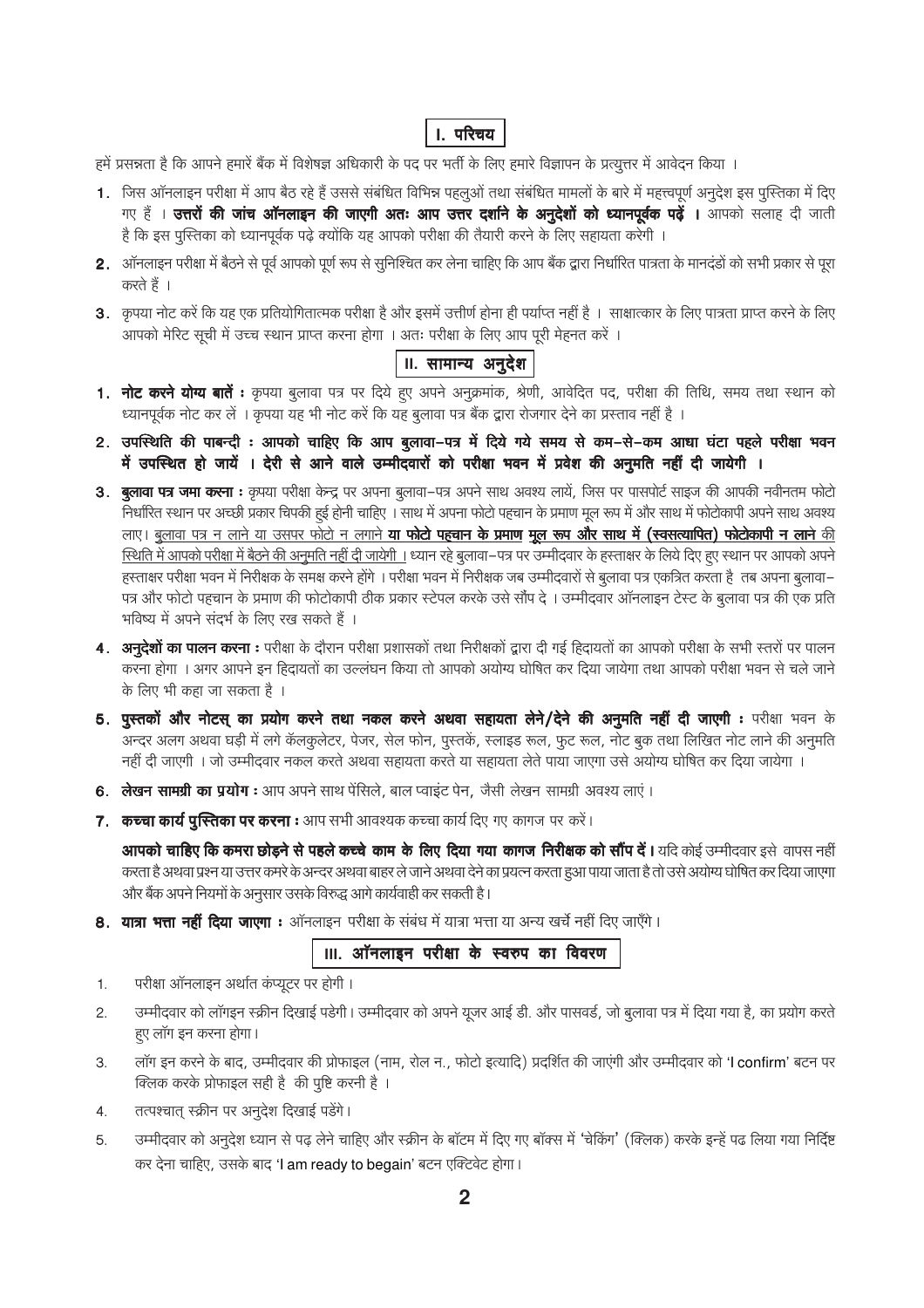## I. परिचय

हमें प्रसन्नता है कि आपने हमारें बैंक में विशेषज्ञ अधिकारी के पद पर भर्ती के लिए हमारे विज्ञापन के प्रत्युत्तर में आवेदन किया ।

1. जिस ऑनलाइन परीक्षा में आप बैठ रहे हैं उससे संबंधित विभिन्न पहलुओं तथा संबंधित मामलों के बारे में महत्त्वपूर्ण अनुदेश इस पुस्तिका में दिए गए हैं । **उत्तरों की जांच ऑनलाइन की जाएगी अतः आप उत्तर दर्शाने के अनुदेशों को ध्यानपूर्वक पढ़ें ।** आपको सलाह दी जाती है कि इस पुस्तिका को ध्यानपूर्वक पढ़े क्योंकि यह आपको परीक्षा की तैयारी करने के लिए सहायता करेगी ।
2. ऑनलाइन परीक्षा में बैठने से पूर्व आपको पूर्ण रूप से सुनिश्चित कर लेना चाहिए कि आप बैंक द्वारा निर्धारित पात्रता के मानदंडों को सभी प्रकार से पूरा करते हैं ।
3. कृपया नोट करें कि यह एक प्रतियोगितात्मक परीक्षा है और इसमें उत्तीर्ण होना ही पर्याप्त नहीं है । साक्षात्कार के लिए पात्रता प्राप्त करने के लिए आपको मेरिट सूची में उच्च स्थान प्राप्त करना होगा । अतः परीक्षा के लिए आप पूरी मेहनत करें ।

## II. सामान्य अनुदेश

1. **नोट करने योग्य बातें :** कृपया बुलावा पत्र पर दिये हुए अपने अनुक्रमांक, श्रेणी, आवेदित पद, परीक्षा की तिथि, समय तथा स्थान को ध्यानपूर्वक नोट कर लें । कृपया यह भी नोट करें कि यह बुलावा पत्र बैंक द्वारा रोजगार देने का प्रस्ताव नहीं है ।
2. **उपस्थिति की पाबन्दी : आपको चाहिए कि आप बुलावा–पत्र में दिये गये समय से कम–से–कम आधा घंटा पहले परीक्षा भवन में उपस्थित हो जायें । देरी से आने वाले उम्मीदवारों को परीक्षा भवन में प्रवेश की अनुमति नहीं दी जायेगी ।**
3. **बुलावा पत्र जमा करना :** कृपया परीक्षा केन्द्र पर अपना बुलावा–पत्र अपने साथ अवश्य लायें, जिस पर पासपोर्ट साइज की आपकी नवीनतम फोटो निर्धारित स्थान पर अच्छी प्रकार चिपकी हुई होनी चाहिए । साथ में अपना फोटो पहचान के प्रमाण मूल रूप में और साथ में फोटोकापी अपने साथ अवश्य लाए। <u>बुलावा पत्र न लाने या उसपर फोटो न लगाने **या फोटो पहचान के प्रमाण मूल रूप और साथ में (स्वसत्यापित) फोटोकापी न लाने** की स्थिति में आपको परीक्षा में बैठने की अनुमति नहीं दी जायेगी ।</u> ध्यान रहे बुलावा–पत्र पर उम्मीदवार के हस्ताक्षर के लिये दिए हुए स्थान पर आपको अपने हस्ताक्षर परीक्षा भवन में निरीक्षक के समक्ष करने होंगे । परीक्षा भवन में निरीक्षक जब उम्मीदवारों से बुलावा पत्र एकत्रित करता है तब अपना बुलावा–पत्र और फोटो पहचान के प्रमाण की फोटोकापी ठीक प्रकार स्टेपल करके उसे सौंप दे । उम्मीदवार ऑनलाइन टेस्ट के बुलावा पत्र की एक प्रति भविष्य में अपने संदर्भ के लिए रख सकते हैं ।
4. **अनुदेशों का पालन करना :** परीक्षा के दौरान परीक्षा प्रशासकों तथा निरीक्षकों द्वारा दी गई हिदायतों का आपको परीक्षा के सभी स्तरों पर पालन करना होगा । अगर आपने इन हिदायतों का उल्लंघन किया तो आपको अयोग्य घोषित कर दिया जायेगा तथा आपको परीक्षा भवन से चले जाने के लिए भी कहा जा सकता है ।
5. **पुस्तकों और नोटस् का प्रयोग करने तथा नकल करने अथवा सहायता लेने/देने की अनुमति नहीं दी जाएगी :** परीक्षा भवन के अन्दर अलग अथवा घड़ी में लगे कॅलकुलेटर, पेजर, सेल फोन, पुस्तकें, स्लाइड रूल, फुट रूल, नोट बुक तथा लिखित नोट लाने की अनुमति नहीं दी जाएगी । जो उम्मीदवार नकल करते अथवा सहायता करते या सहायता लेते पाया जाएगा उसे अयोग्य घोषित कर दिया जायेगा ।
6. **लेखन सामग्री का प्रयोग :** आप अपने साथ पेंसिले, बाल प्वाइंट पेन, जैसी लेखन सामग्री अवश्य लाएं ।
7. **कच्चा कार्य पुस्तिका पर करना :** आप सभी आवश्यक कच्चा कार्य दिए गए कागज पर करें।

   **आपको चाहिए कि कमरा छोड़ने से पहले कच्चे काम के लिए दिया गया कागज निरीक्षक को सौंप दें।** यदि कोई उम्मीदवार इसे वापस नहीं करता है अथवा प्रश्न या उत्तर कमरे के अन्दर अथवा बाहर ले जाने अथवा देने का प्रयत्न करता हुआ पाया जाता है तो उसे अयोग्य घोषित कर दिया जाएगा और बैंक अपने नियमों के अनुसार उसके विरुद्ध आगे कार्यवाही कर सकती है।
8. **यात्रा भत्ता नहीं दिया जाएगा :** ऑनलाइन परीक्षा के संबंध में यात्रा भत्ता या अन्य खर्चे नहीं दिए जाएँगे।

## III. ऑनलाइन परीक्षा के स्वरुप का विवरण

1. परीक्षा ऑनलाइन अर्थात कंप्यूटर पर होगी ।
2. उम्मीदवार को लॉगइन स्क्रीन दिखाई पडेगी। उम्मीदवार को अपने यूजर आई डी. और पासवर्ड, जो बुलावा पत्र में दिया गया है, का प्रयोग करते हुए लॉग इन करना होगा।
3. लॉग इन करने के बाद, उम्मीदवार की प्रोफाइल (नाम, रोल न., फोटो इत्यादि) प्रदर्शित की जाएंगी और उम्मीदवार को 'I confirm' बटन पर क्लिक करके प्रोफाइल सही है की पुष्टि करनी है ।
4. तत्पश्चात् स्क्रीन पर अनुदेश दिखाई पडेंगे।
5. उम्मीदवार को अनुदेश ध्यान से पढ़ लेने चाहिए और स्क्रीन के बॉटम में दिए गए बॉक्स में 'चेकिंग' (क्लिक) करके इन्हें पढ लिया गया निर्दिष्ट कर देना चाहिए, उसके बाद 'I am ready to begain' बटन एक्टिवेट होगा।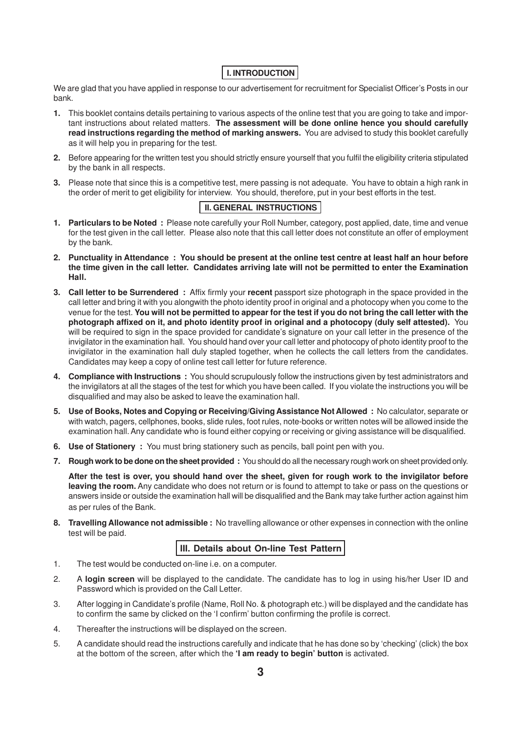## I. INTRODUCTION

We are glad that you have applied in response to our advertisement for recruitment for Specialist Officer's Posts in our bank.

1. This booklet contains details pertaining to various aspects of the online test that you are going to take and important instructions about related matters. **The assessment will be done online hence you should carefully read instructions regarding the method of marking answers.** You are advised to study this booklet carefully as it will help you in preparing for the test.
2. Before appearing for the written test you should strictly ensure yourself that you fulfil the eligibility criteria stipulated by the bank in all respects.
3. Please note that since this is a competitive test, mere passing is not adequate. You have to obtain a high rank in the order of merit to get eligibility for interview. You should, therefore, put in your best efforts in the test.

## II. GENERAL INSTRUCTIONS

1. **Particulars to be Noted :** Please note carefully your Roll Number, category, post applied, date, time and venue for the test given in the call letter. Please also note that this call letter does not constitute an offer of employment by the bank.
2. **Punctuality in Attendance : You should be present at the online test centre at least half an hour before the time given in the call letter. Candidates arriving late will not be permitted to enter the Examination Hall.**
3. **Call letter to be Surrendered :** Affix firmly your **recent** passport size photograph in the space provided in the call letter and bring it with you alongwith the photo identity proof in original and a photocopy when you come to the venue for the test. **You will not be permitted to appear for the test if you do not bring the call letter with the photograph affixed on it, and photo identity proof in original and a photocopy (duly self attested).** You will be required to sign in the space provided for candidate's signature on your call letter in the presence of the invigilator in the examination hall. You should hand over your call letter and photocopy of photo identity proof to the invigilator in the examination hall duly stapled together, when he collects the call letters from the candidates. Candidates may keep a copy of online test call letter for future reference.
4. **Compliance with Instructions :** You should scrupulously follow the instructions given by test administrators and the invigilators at all the stages of the test for which you have been called. If you violate the instructions you will be disqualified and may also be asked to leave the examination hall.
5. **Use of Books, Notes and Copying or Receiving/Giving Assistance Not Allowed :** No calculator, separate or with watch, pagers, cellphones, books, slide rules, foot rules, note-books or written notes will be allowed inside the examination hall. Any candidate who is found either copying or receiving or giving assistance will be disqualified.
6. **Use of Stationery :** You must bring stationery such as pencils, ball point pen with you.
7. **Rough work to be done on the sheet provided :** You should do all the necessary rough work on sheet provided only.

   **After the test is over, you should hand over the sheet, given for rough work to the invigilator before leaving the room.** Any candidate who does not return or is found to attempt to take or pass on the questions or answers inside or outside the examination hall will be disqualified and the Bank may take further action against him as per rules of the Bank.
8. **Travelling Allowance not admissible :** No travelling allowance or other expenses in connection with the online test will be paid.

## III. Details about On-line Test Pattern

1. The test would be conducted on-line i.e. on a computer.
2. A **login screen** will be displayed to the candidate. The candidate has to log in using his/her User ID and Password which is provided on the Call Letter.
3. After logging in Candidate's profile (Name, Roll No. & photograph etc.) will be displayed and the candidate has to confirm the same by clicked on the 'I confirm' button confirming the profile is correct.
4. Thereafter the instructions will be displayed on the screen.
5. A candidate should read the instructions carefully and indicate that he has done so by 'checking' (click) the box at the bottom of the screen, after which the **'I am ready to begin' button** is activated.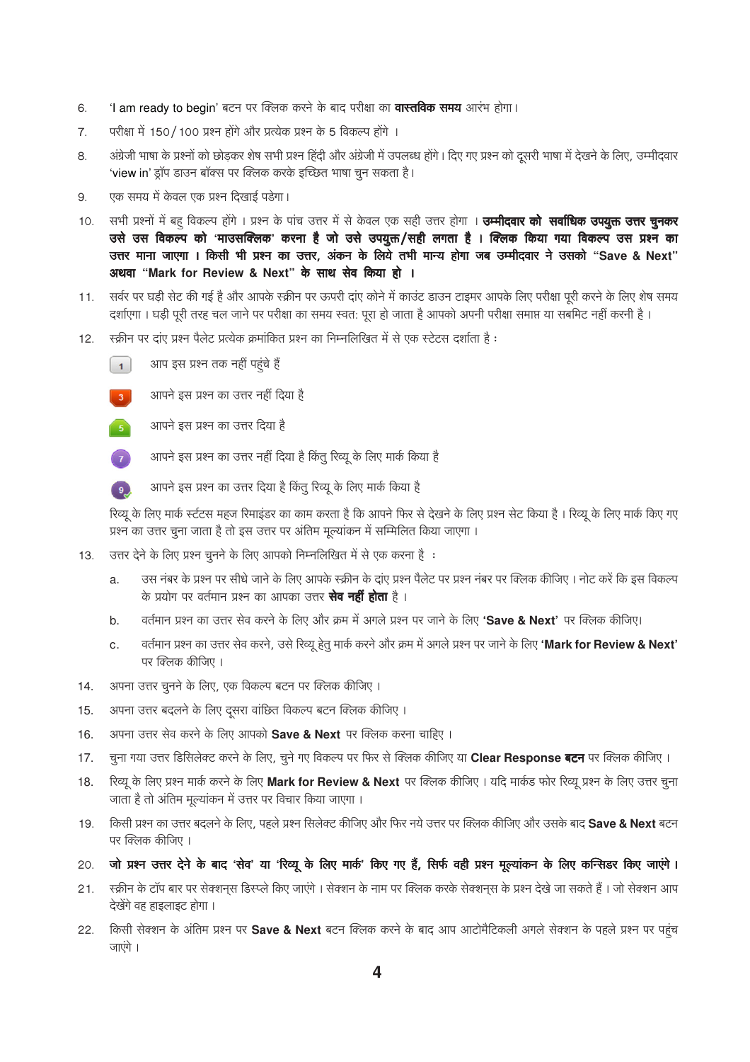6. 'I am ready to begin' बटन पर क्लिक करने के बाद परीक्षा का **वास्तविक समय** आरंभ होगा।

7. परीक्षा में 150/100 प्रश्न होंगे और प्रत्येक प्रश्न के 5 विकल्प होंगे ।

8. अंग्रेजी भाषा के प्रश्नों को छोड़कर शेष सभी प्रश्न हिंदी और अंग्रेजी में उपलब्ध होंगे। दिए गए प्रश्न को दूसरी भाषा में देखने के लिए, उम्मीदवार 'view in' ड्रॉप डाउन बॉक्स पर क्लिक करके इच्छित भाषा चुन सकता है।

9. एक समय में केवल एक प्रश्न दिखाई पडेगा।

10. सभी प्रश्नों में बहु विकल्प होंगे । प्रश्न के पांच उत्तर में से केवल एक सही उत्तर होगा । **उम्मीदवार को सर्वाधिक उपयुक्त उत्तर चुनकर उसे उस विकल्प को 'माउसक्लिक' करना है जो उसे उपयुक्त/सही लगता है । क्लिक किया गया विकल्प उस प्रश्न का उत्तर माना जाएगा । किसी भी प्रश्न का उत्तर, अंकन के लिये तभी मान्य होगा जब उम्मीदवार ने उसको "Save & Next" अथवा "Mark for Review & Next" के साथ सेव किया हो ।**

11. सर्वर पर घड़ी सेट की गई है और आपके स्क्रीन पर ऊपरी दांए कोने में काउंट डाउन टाइमर आपके लिए परीक्षा पूरी करने के लिए शेष समय दर्शाएगा । घड़ी पूरी तरह चल जाने पर परीक्षा का समय स्वत: पूरा हो जाता है आपको अपनी परीक्षा समाप्त या सबमिट नहीं करनी है ।

12. स्क्रीन पर दांए प्रश्न पैलेट प्रत्येक क्रमांकित प्रश्न का निम्नलिखित में से एक स्टेटस दर्शाता है :

    - 1 — आप इस प्रश्न तक नहीं पहुंचे हैं
    - 3 — आपने इस प्रश्न का उत्तर नहीं दिया है
    - 5 — आपने इस प्रश्न का उत्तर दिया है
    - 7 — आपने इस प्रश्न का उत्तर नहीं दिया है किंतु रिव्यू के लिए मार्क किया है
    - 9 — आपने इस प्रश्न का उत्तर दिया है किंतु रिव्यू के लिए मार्क किया है

    रिव्यू के लिए मार्क र्स्टटस महज रिमाइंडर का काम करता है कि आपने फिर से देखने के लिए प्रश्न सेट किया है । रिव्यू के लिए मार्क किए गए प्रश्न का उत्तर चुना जाता है तो इस उत्तर पर अंतिम मूल्यांकन में सम्मिलित किया जाएगा ।

13. उत्तर देने के लिए प्रश्न चुनने के लिए आपको निम्नलिखित में से एक करना है :

    a. उस नंबर के प्रश्न पर सीधे जाने के लिए आपके स्क्रीन के दांए प्रश्न पैलेट पर प्रश्न नंबर पर क्लिक कीजिए । नोट करें कि इस विकल्प के प्रयोग पर वर्तमान प्रश्न का आपका उत्तर **सेव नहीं होता** है ।

    b. वर्तमान प्रश्न का उत्तर सेव करने के लिए और क्रम में अगले प्रश्न पर जाने के लिए **'Save & Next'** पर क्लिक कीजिए।

    c. वर्तमान प्रश्न का उत्तर सेव करने, उसे रिव्यू हेतु मार्क करने और क्रम में अगले प्रश्न पर जाने के लिए **'Mark for Review & Next'** पर क्लिक कीजिए ।

14. अपना उत्तर चुनने के लिए, एक विकल्प बटन पर क्लिक कीजिए ।

15. अपना उत्तर बदलने के लिए दूसरा वांछित विकल्प बटन क्लिक कीजिए ।

16. अपना उत्तर सेव करने के लिए आपको **Save & Next** पर क्लिक करना चाहिए ।

17. चुना गया उत्तर डिसिलेक्ट करने के लिए, चुने गए विकल्प पर फिर से क्लिक कीजिए या **Clear Response बटन** पर क्लिक कीजिए ।

18. रिव्यू के लिए प्रश्न मार्क करने के लिए **Mark for Review & Next** पर क्लिक कीजिए । यदि मार्कड फोर रिव्यू प्रश्न के लिए उत्तर चुना जाता है तो अंतिम मूल्यांकन में उत्तर पर विचार किया जाएगा ।

19. किसी प्रश्न का उत्तर बदलने के लिए, पहले प्रश्न सिलेक्ट कीजिए और फिर नये उत्तर पर क्लिक कीजिए और उसके बाद **Save & Next** बटन पर क्लिक कीजिए ।

20. **जो प्रश्न उत्तर देने के बाद 'सेव' या 'रिव्यू के लिए मार्क' किए गए हैं, सिर्फ वही प्रश्न मूल्यांकन के लिए कन्सिडर किए जाएंगे ।**

21. स्क्रीन के टॉप बार पर सेक्शन्स डिस्प्ले किए जाएंगे । सेक्शन के नाम पर क्लिक करके सेक्शन्स के प्रश्न देखे जा सकते हैं । जो सेक्शन आप देखेंगे वह हाइलाइट होगा ।

22. किसी सेक्शन के अंतिम प्रश्न पर **Save & Next** बटन क्लिक करने के बाद आप आटोमैटिकली अगले सेक्शन के पहले प्रश्न पर पहुंच जाएंगे ।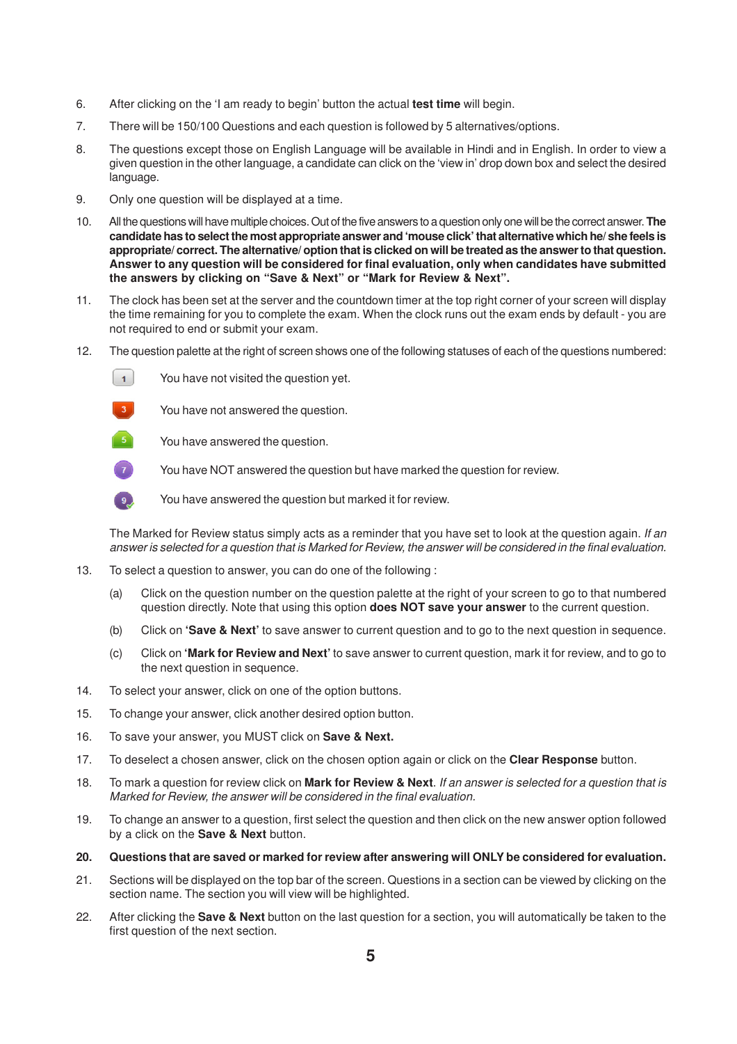6. After clicking on the 'I am ready to begin' button the actual **test time** will begin.

7. There will be 150/100 Questions and each question is followed by 5 alternatives/options.

8. The questions except those on English Language will be available in Hindi and in English. In order to view a given question in the other language, a candidate can click on the 'view in' drop down box and select the desired language.

9. Only one question will be displayed at a time.

10. All the questions will have multiple choices. Out of the five answers to a question only one will be the correct answer. **The candidate has to select the most appropriate answer and 'mouse click' that alternative which he/ she feels is appropriate/ correct. The alternative/ option that is clicked on will be treated as the answer to that question. Answer to any question will be considered for final evaluation, only when candidates have submitted the answers by clicking on "Save & Next" or "Mark for Review & Next".**

11. The clock has been set at the server and the countdown timer at the top right corner of your screen will display the time remaining for you to complete the exam. When the clock runs out the exam ends by default - you are not required to end or submit your exam.

12. The question palette at the right of screen shows one of the following statuses of each of the questions numbered:

    1 — You have not visited the question yet.

    3 — You have not answered the question.

    5 — You have answered the question.

    7 — You have NOT answered the question but have marked the question for review.

    9 — You have answered the question but marked it for review.

    The Marked for Review status simply acts as a reminder that you have set to look at the question again. *If an answer is selected for a question that is Marked for Review, the answer will be considered in the final evaluation.*

13. To select a question to answer, you can do one of the following :

    (a) Click on the question number on the question palette at the right of your screen to go to that numbered question directly. Note that using this option **does NOT save your answer** to the current question.

    (b) Click on **'Save & Next'** to save answer to current question and to go to the next question in sequence.

    (c) Click on **'Mark for Review and Next'** to save answer to current question, mark it for review, and to go to the next question in sequence.

14. To select your answer, click on one of the option buttons.

15. To change your answer, click another desired option button.

16. To save your answer, you MUST click on **Save & Next.**

17. To deselect a chosen answer, click on the chosen option again or click on the **Clear Response** button.

18. To mark a question for review click on **Mark for Review & Next**. *If an answer is selected for a question that is Marked for Review, the answer will be considered in the final evaluation.*

19. To change an answer to a question, first select the question and then click on the new answer option followed by a click on the **Save & Next** button.

20. **Questions that are saved or marked for review after answering will ONLY be considered for evaluation.**

21. Sections will be displayed on the top bar of the screen. Questions in a section can be viewed by clicking on the section name. The section you will view will be highlighted.

22. After clicking the **Save & Next** button on the last question for a section, you will automatically be taken to the first question of the next section.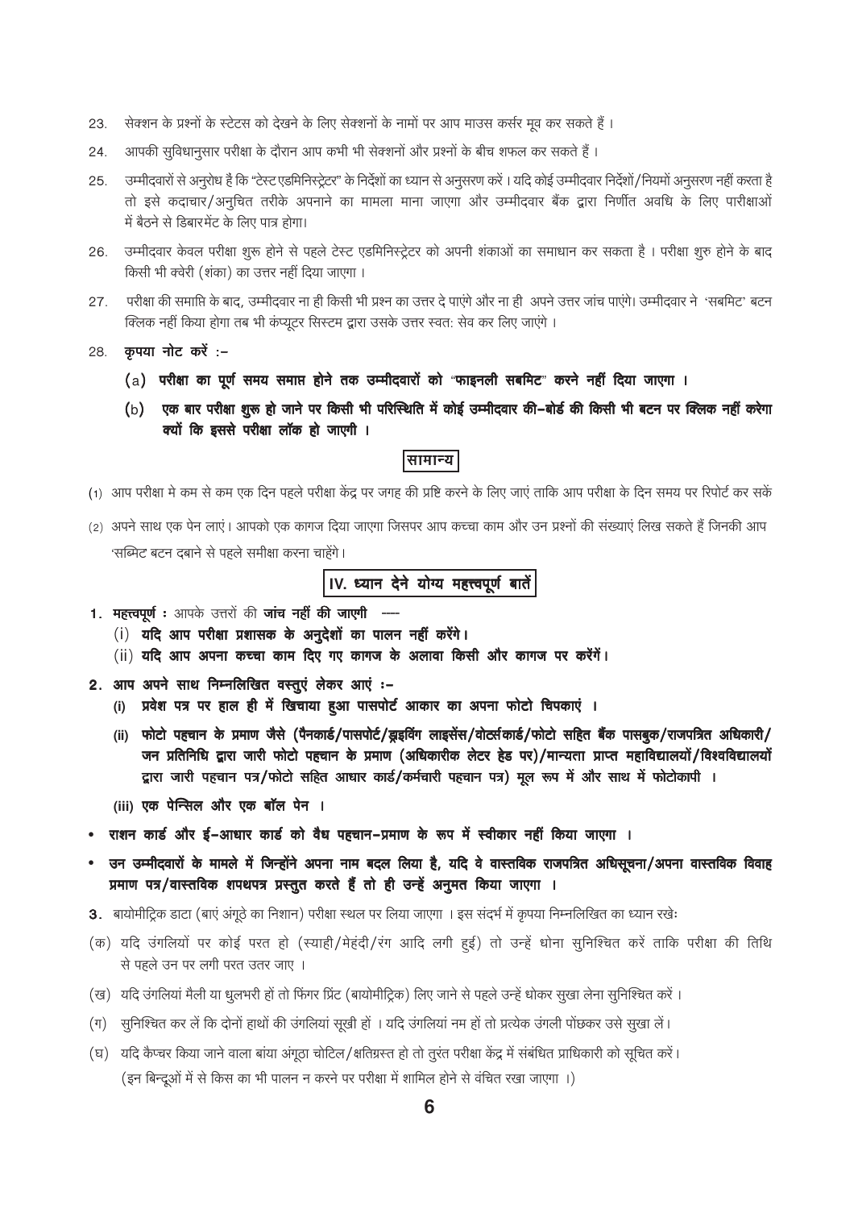23. सेक्शन के प्रश्नों के स्टेटस को देखने के लिए सेक्शनों के नामों पर आप माउस कर्सर मूव कर सकते हैं ।

24. आपकी सुविधानुसार परीक्षा के दौरान आप कभी भी सेक्शनों और प्रश्नों के बीच शफल कर सकते हैं ।

25. उम्मीदवारों से अनुरोध है कि "टेस्ट एडमिनिस्ट्रेटर" के निर्देशों का ध्यान से अनुसरण करें । यदि कोई उम्मीदवार निर्देशों/नियमों अनुसरण नहीं करता है तो इसे कदाचार/अनुचित तरीके अपनाने का मामला माना जाएगा और उम्मीदवार बैंक द्वारा निर्णीत अवधि के लिए पारीक्षाओं में बैठने से डिबारमेंट के लिए पात्र होगा।

26. उम्मीदवार केवल परीक्षा शुरू होने से पहले टेस्ट एडमिनिस्ट्रेटर को अपनी शंकाओं का समाधान कर सकता है । परीक्षा शुरु होने के बाद किसी भी क्वेरी (शंका) का उत्तर नहीं दिया जाएगा ।

27. परीक्षा की समाप्ति के बाद, उम्मीदवार ना ही किसी भी प्रश्न का उत्तर दे पाएंगे और ना ही अपने उत्तर जांच पाएंगे। उम्मीदवार ने 'सबमिट' बटन क्लिक नहीं किया होगा तब भी कंप्यूटर सिस्टम द्वारा उसके उत्तर स्वत: सेव कर लिए जाएंगे ।

28. **कृपया नोट करें :–**

    (a) **परीक्षा का पूर्ण समय समाप्त होने तक उम्मीदवारों को "फाइनली सबमिट" करने नहीं दिया जाएगा ।**

    (b) ***एक बार परीक्षा शुरू हो जाने पर किसी भी परिस्थिति में कोई उम्मीदवार की-बोर्ड की किसी भी बटन पर क्लिक नहीं करेगा क्यों कि इससे परीक्षा लॉक हो जाएगी ।***

## सामान्य

(1) आप परीक्षा मे कम से कम एक दिन पहले परीक्षा केंद्र पर जगह की प्रष्टि करने के लिए जाएं ताकि आप परीक्षा के दिन समय पर रिपोर्ट कर सकें

(2) अपने साथ एक पेन लाएं। आपको एक कागज दिया जाएगा जिसपर आप कच्चा काम और उन प्रश्नों की संख्याएं लिख सकते हैं जिनकी आप 'सब्मिट बटन दबाने से पहले समीक्षा करना चाहेंगे।

## IV. ध्यान देने योग्य महत्त्वपूर्ण बातें

1. **महत्त्वपूर्ण :** आपके उत्तरों की **जांच नहीं की जाएगी** ----
   (i) **यदि आप परीक्षा प्रशासक के अनुदेशों का पालन नहीं करेंगे।**
   (ii) **यदि आप अपना कच्चा काम दिए गए कागज के अलावा किसी और कागज पर करेंगें।**

2. **आप अपने साथ निम्नलिखित वस्तुएं लेकर आएं :–**
   (i) **प्रवेश पत्र पर हाल ही में खिचाया हुआ पासपोर्ट आकार का अपना फोटो चिपकाएं ।**
   (ii) **फोटो पहचान के प्रमाण जैसे (पैनकार्ड/पासपोर्ट/ड्राइविंग लाइसेंस/वोटर्सकार्ड/फोटो सहित बैंक पासबुक/राजपत्रित अधिकारी/जन प्रतिनिधि द्वारा जारी फोटो पहचान के प्रमाण (अधिकारीक लेटर हेड पर)/मान्यता प्राप्त महाविद्यालयों/विश्वविद्यालयों द्वारा जारी पहचान पत्र/फोटो सहित आधार कार्ड/कर्मचारी पहचान पत्र) मूल रूप में और साथ में फोटोकापी ।**
   (iii) **एक पेन्सिल और एक बॉल पेन ।**

- **राशन कार्ड और ई-आधार कार्ड को वैध पहचान-प्रमाण के रूप में स्वीकार नहीं किया जाएगा ।**
- **उन उम्मीदवारों के मामले में जिन्होंने अपना नाम बदल लिया है, यदि वे वास्तविक राजपत्रित अधिसूचना/अपना वास्तविक विवाह प्रमाण पत्र/वास्तविक शपथपत्र प्रस्तुत करते हैं तो ही उन्हें अनुमत किया जाएगा ।**

3. बायोमीट्रिक डाटा (बाएं अंगूठे का निशान) परीक्षा स्थल पर लिया जाएगा । इस संदर्भ में कृपया निम्नलिखित का ध्यान रखेः

(क) यदि उंगलियों पर कोई परत हो (स्याही/मेहंदी/रंग आदि लगी हुई) तो उन्हें धोना सुनिश्चित करें ताकि परीक्षा की तिथि से पहले उन पर लगी परत उतर जाए ।

(ख) यदि उंगलियां मैली या धुलभरी हों तो फिंगर प्रिंट (बायोमीट्रिक) लिए जाने से पहले उन्हें धोकर सुखा लेना सुनिश्चित करें ।

(ग) सुनिश्चित कर लें कि दोनों हाथों की उंगलियां सूखी हों । यदि उंगलियां नम हों तो प्रत्येक उंगली पोंछकर उसे सुखा लें।

(घ) यदि कैप्चर किया जाने वाला बांया अंगूठा चोटिल/क्षतिग्रस्त हो तो तुरंत परीक्षा केंद्र में संबंधित प्राधिकारी को सूचित करें।
(इन बिन्दूओं में से किस का भी पालन न करने पर परीक्षा में शामिल होने से वंचित रखा जाएगा ।)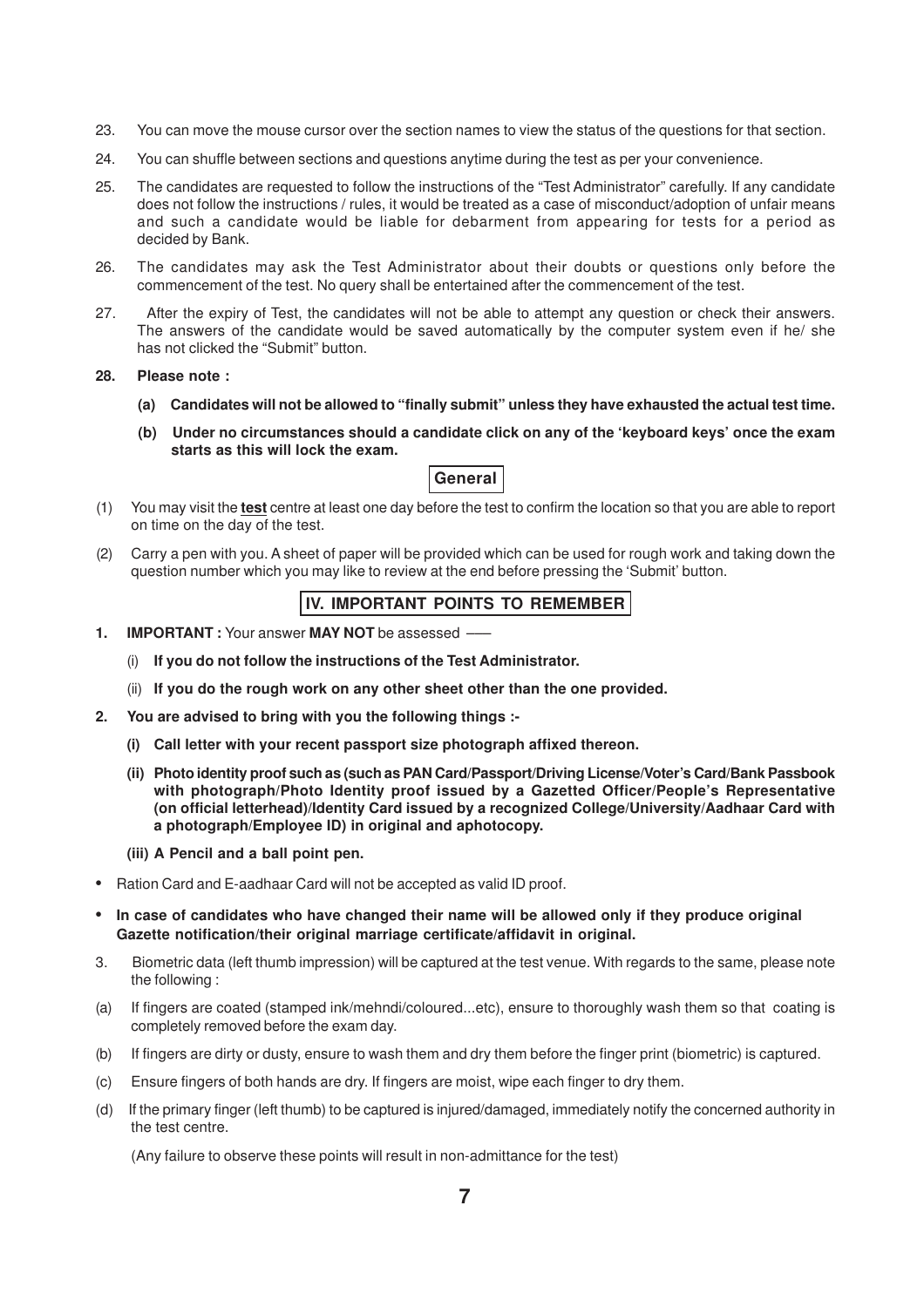23. You can move the mouse cursor over the section names to view the status of the questions for that section.

24. You can shuffle between sections and questions anytime during the test as per your convenience.

25. The candidates are requested to follow the instructions of the "Test Administrator" carefully. If any candidate does not follow the instructions / rules, it would be treated as a case of misconduct/adoption of unfair means and such a candidate would be liable for debarment from appearing for tests for a period as decided by Bank.

26. The candidates may ask the Test Administrator about their doubts or questions only before the commencement of the test. No query shall be entertained after the commencement of the test.

27. After the expiry of Test, the candidates will not be able to attempt any question or check their answers. The answers of the candidate would be saved automatically by the computer system even if he/ she has not clicked the "Submit" button.

**28. Please note :**

**(a) Candidates will not be allowed to "finally submit" unless they have exhausted the actual test time.**

**(b) Under no circumstances should a candidate click on any of the 'keyboard keys' once the exam starts as this will lock the exam.**

## General

(1) You may visit the **test** centre at least one day before the test to confirm the location so that you are able to report on time on the day of the test.

(2) Carry a pen with you. A sheet of paper will be provided which can be used for rough work and taking down the question number which you may like to review at the end before pressing the 'Submit' button.

## IV. IMPORTANT POINTS TO REMEMBER

**1. IMPORTANT :** Your answer **MAY NOT** be assessed ––

(i) **If you do not follow the instructions of the Test Administrator.**

(ii) **If you do the rough work on any other sheet other than the one provided.**

**2. You are advised to bring with you the following things :-**

**(i) Call letter with your recent passport size photograph affixed thereon.**

**(ii) Photo identity proof such as (such as PAN Card/Passport/Driving License/Voter's Card/Bank Passbook with photograph/Photo Identity proof issued by a Gazetted Officer/People's Representative (on official letterhead)/Identity Card issued by a recognized College/University/Aadhaar Card with a photograph/Employee ID) in original and aphotocopy.**

**(iii) A Pencil and a ball point pen.**

- Ration Card and E-aadhaar Card will not be accepted as valid ID proof.
- **In case of candidates who have changed their name will be allowed only if they produce original Gazette notification/their original marriage certificate/affidavit in original.**

3. Biometric data (left thumb impression) will be captured at the test venue. With regards to the same, please note the following :

(a) If fingers are coated (stamped ink/mehndi/coloured...etc), ensure to thoroughly wash them so that coating is completely removed before the exam day.

(b) If fingers are dirty or dusty, ensure to wash them and dry them before the finger print (biometric) is captured.

(c) Ensure fingers of both hands are dry. If fingers are moist, wipe each finger to dry them.

(d) If the primary finger (left thumb) to be captured is injured/damaged, immediately notify the concerned authority in the test centre.

(Any failure to observe these points will result in non-admittance for the test)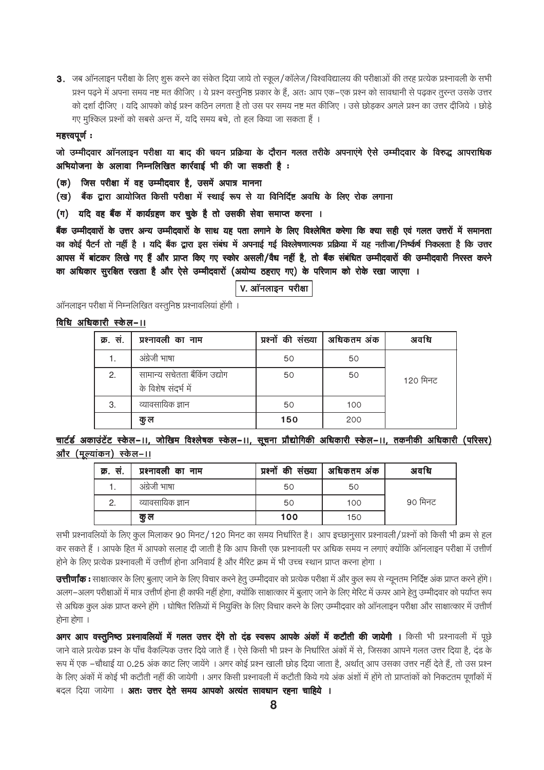3. जब ऑनलाइन परीक्षा के लिए शुरू करने का संकेत दिया जाये तो स्कूल/कॉलेज/विश्वविद्यालय की परीक्षाओं की तरह प्रत्येक प्रश्नावली के सभी प्रश्न पढ़ने में अपना समय नष्ट मत कीजिए । ये प्रश्न वस्तुनिष्ठ प्रकार के हैं, अतः आप एक-एक प्रश्न को सावधानी से पढ़कर तुरन्त उसके उत्तर को दर्शा दीजिए । यदि आपको कोई प्रश्न कठिन लगता है तो उस पर समय नष्ट मत कीजिए । उसे छोड़कर अगले प्रश्न का उत्तर दीजिये । छोड़े गए मुश्किल प्रश्नों को सबसे अन्त में, यदि समय बचे, तो हल किया जा सकता हैं ।

**महत्त्वपूर्ण :**

**जो उम्मीदवार ऑनलाइन परीक्षा या बाद की चयन प्रक्रिया के दौरान गलत तरीके अपनाएंगे ऐसे उम्मीदवार के विरुद्ध आपराधिक अभियोजना के अलावा निम्नलिखित कार्रवाई भी की जा सकती है :**

**(क) जिस परीक्षा में वह उम्मीदवार है, उसमें अपात्र मानना**

**(ख) बैंक द्वारा आयोजित किसी परीक्षा में स्थाई रूप से या विनिर्दिष्ट अवधि के लिए रोक लगाना**

**(ग) यदि वह बैंक में कार्यग्रहण कर चुके है तो उसकी सेवा समाप्त करना ।**

**बैंक उम्मीदवारों के उत्तर अन्य उम्मीदवारों के साथ यह पता लगाने के लिए विश्लेषित करेगा कि क्या सही एवं गलत उत्तरों में समानता का कोई पैटर्न तो नहीं है । यदि बैंक द्वारा इस संबंध में अपनाई गई विश्लेषणात्मक प्रक्रिया में यह नतीजा/निष्कर्ष निकलता है कि उत्तर आपस में बांटकर लिखे गए हैं और प्राप्त किए गए स्कोर असली/वैध नहीं है, तो बैंक संबंधित उम्मीदवारों की उम्मीदवारी निरस्त करने का अधिकार सुरक्षित रखता है और ऐसे उम्मीदवारों (अयोग्य ठहराए गए) के परिणाम को रोके रखा जाएगा ।**

## V. ऑनलाइन परीक्षा

ऑनलाइन परीक्षा में निम्नलिखित वस्तुनिष्ठ प्रश्नावलियां होंगी ।

**विधि अधिकारी स्केल-II**

| क्र. सं. | प्रश्नावली का नाम | प्रश्नों की संख्या | अधिकतम अंक | अवधि |
|---|---|---|---|---|
| 1. | अंग्रेजी भाषा | 50 | 50 | 120 मिनट |
| 2. | सामान्य सचेतता बैंकिंग उद्योग के विशेष संदर्भ में | 50 | 50 | |
| 3. | व्यावसायिक ज्ञान | 50 | 100 | |
| | **कुल** | **150** | 200 | |

**चार्टर्ड अकाउंटेंट स्केल-II, जोखिम विश्लेषक स्केल-II, सूचना प्रौद्योगिकी अधिकारी स्केल-II, तकनीकी अधिकारी (परिसर) और (मूल्यांकन) स्केल-II**

| क्र. सं. | प्रश्नावली का नाम | प्रश्नों की संख्या | अधिकतम अंक | अवधि |
|---|---|---|---|---|
| 1. | अंग्रेजी भाषा | 50 | 50 | 90 मिनट |
| 2. | व्यावसायिक ज्ञान | 50 | 100 | |
| | **कुल** | **100** | 150 | |

सभी प्रश्नावलियों के लिए कुल मिलाकर 90 मिनट/120 मिनट का समय निर्धारित है। आप इच्छानुसार प्रश्नावली/प्रश्नों को किसी भी क्रम से हल कर सकते हैं । आपके हित में आपको सलाह दी जाती है कि आप किसी एक प्रश्नावली पर अधिक समय न लगाएं क्योंकि ऑनलाइन परीक्षा में उत्तीर्ण होने के लिए प्रत्येक प्रश्नावली में उत्तीर्ण होना अनिवार्य है और मैरिट क्रम में भी उच्च स्थान प्राप्त करना होगा ।

**उत्तीर्णांक :** साक्षात्कार के लिए बुलाए जाने के लिए विचार करने हेतु उम्मीदवार को प्रत्येक परीक्षा में और कुल रूप से न्यूनतम निर्दिष्ट अंक प्राप्त करने होंगे। अलग-अलग परीक्षाओं में मात्र उत्तीर्ण होना ही काफी नहीं होगा, क्योंकि साक्षात्कार में बुलाए जाने के लिए मेरिट में ऊपर आने हेतु उम्मीदवार को पर्याप्त रूप से अधिक कुल अंक प्राप्त करने होंगे । घोषित रिक्तियों में नियुक्ति के लिए विचार करने के लिए उम्मीदवार को ऑनलाइन परीक्षा और साक्षात्कार में उत्तीर्ण होना होगा ।

**अगर आप वस्तुनिष्ठ प्रश्नावलियों में गलत उत्तर देंगे तो दंड स्वरूप आपके अंकों में कटौती की जायेगी ।** किसी भी प्रश्नावली में पूछे जाने वाले प्रत्येक प्रश्न के पाँच वैकल्पिक उत्तर दिये जाते हैं । ऐसे किसी भी प्रश्न के निर्धारित अंकों में से, जिसका आपने गलत उत्तर दिया है, दंड के रूप में एक -चौथाई या 0.25 अंक काट लिए जायेंगे । अगर कोई प्रश्न खाली छोड़ दिया जाता है, अर्थात् आप उसका उत्तर नहीं देते हैं, तो उस प्रश्न के लिए अंकों में कोई भी कटौती नहीं की जायेगी । अगर किसी प्रश्नावली में कटौती किये गये अंक अंशों में होंगे तो प्राप्तांकों को निकटतम पूर्णांकों में बदल दिया जायेगा । **अतः उत्तर देते समय आपको अत्यंत सावधान रहना चाहिये ।**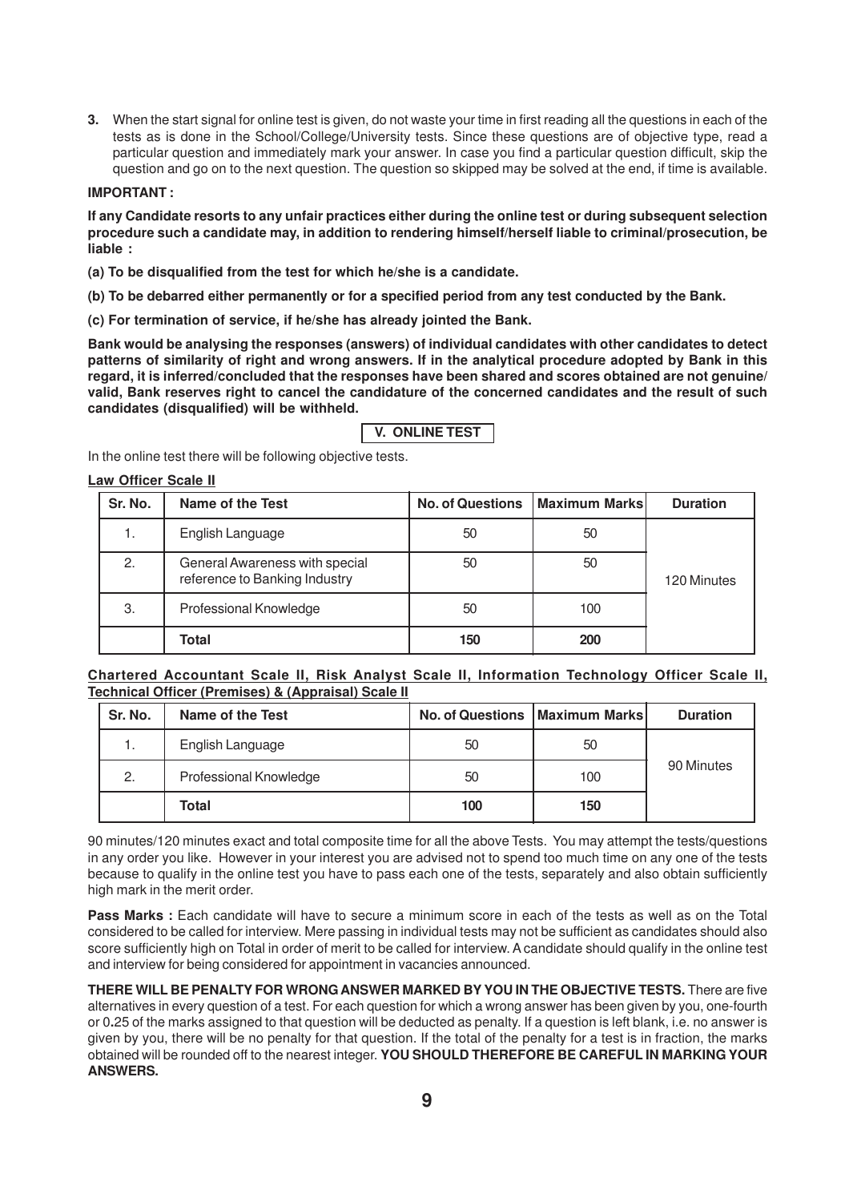3. When the start signal for online test is given, do not waste your time in first reading all the questions in each of the tests as is done in the School/College/University tests. Since these questions are of objective type, read a particular question and immediately mark your answer. In case you find a particular question difficult, skip the question and go on to the next question. The question so skipped may be solved at the end, if time is available.

**IMPORTANT :**

**If any Candidate resorts to any unfair practices either during the online test or during subsequent selection procedure such a candidate may, in addition to rendering himself/herself liable to criminal/prosecution, be liable :**

**(a) To be disqualified from the test for which he/she is a candidate.**

**(b) To be debarred either permanently or for a specified period from any test conducted by the Bank.**

**(c) For termination of service, if he/she has already jointed the Bank.**

**Bank would be analysing the responses (answers) of individual candidates with other candidates to detect patterns of similarity of right and wrong answers. If in the analytical procedure adopted by Bank in this regard, it is inferred/concluded that the responses have been shared and scores obtained are not genuine/ valid, Bank reserves right to cancel the candidature of the concerned candidates and the result of such candidates (disqualified) will be withheld.**

## V. ONLINE TEST

In the online test there will be following objective tests.

**Law Officer Scale II**

| Sr. No. | Name of the Test | No. of Questions | Maximum Marks | Duration |
|---|---|---|---|---|
| 1. | English Language | 50 | 50 | 120 Minutes |
| 2. | General Awareness with special reference to Banking Industry | 50 | 50 | |
| 3. | Professional Knowledge | 50 | 100 | |
| | **Total** | **150** | **200** | |

**Chartered Accountant Scale II, Risk Analyst Scale II, Information Technology Officer Scale II, Technical Officer (Premises) & (Appraisal) Scale II**

| Sr. No. | Name of the Test | No. of Questions | Maximum Marks | Duration |
|---|---|---|---|---|
| 1. | English Language | 50 | 50 | 90 Minutes |
| 2. | Professional Knowledge | 50 | 100 | |
| | **Total** | **100** | **150** | |

90 minutes/120 minutes exact and total composite time for all the above Tests. You may attempt the tests/questions in any order you like. However in your interest you are advised not to spend too much time on any one of the tests because to qualify in the online test you have to pass each one of the tests, separately and also obtain sufficiently high mark in the merit order.

**Pass Marks :** Each candidate will have to secure a minimum score in each of the tests as well as on the Total considered to be called for interview. Mere passing in individual tests may not be sufficient as candidates should also score sufficiently high on Total in order of merit to be called for interview. A candidate should qualify in the online test and interview for being considered for appointment in vacancies announced.

**THERE WILL BE PENALTY FOR WRONG ANSWER MARKED BY YOU IN THE OBJECTIVE TESTS.** There are five alternatives in every question of a test. For each question for which a wrong answer has been given by you, one-fourth or 0.25 of the marks assigned to that question will be deducted as penalty. If a question is left blank, i.e. no answer is given by you, there will be no penalty for that question. If the total of the penalty for a test is in fraction, the marks obtained will be rounded off to the nearest integer. **YOU SHOULD THEREFORE BE CAREFUL IN MARKING YOUR ANSWERS.**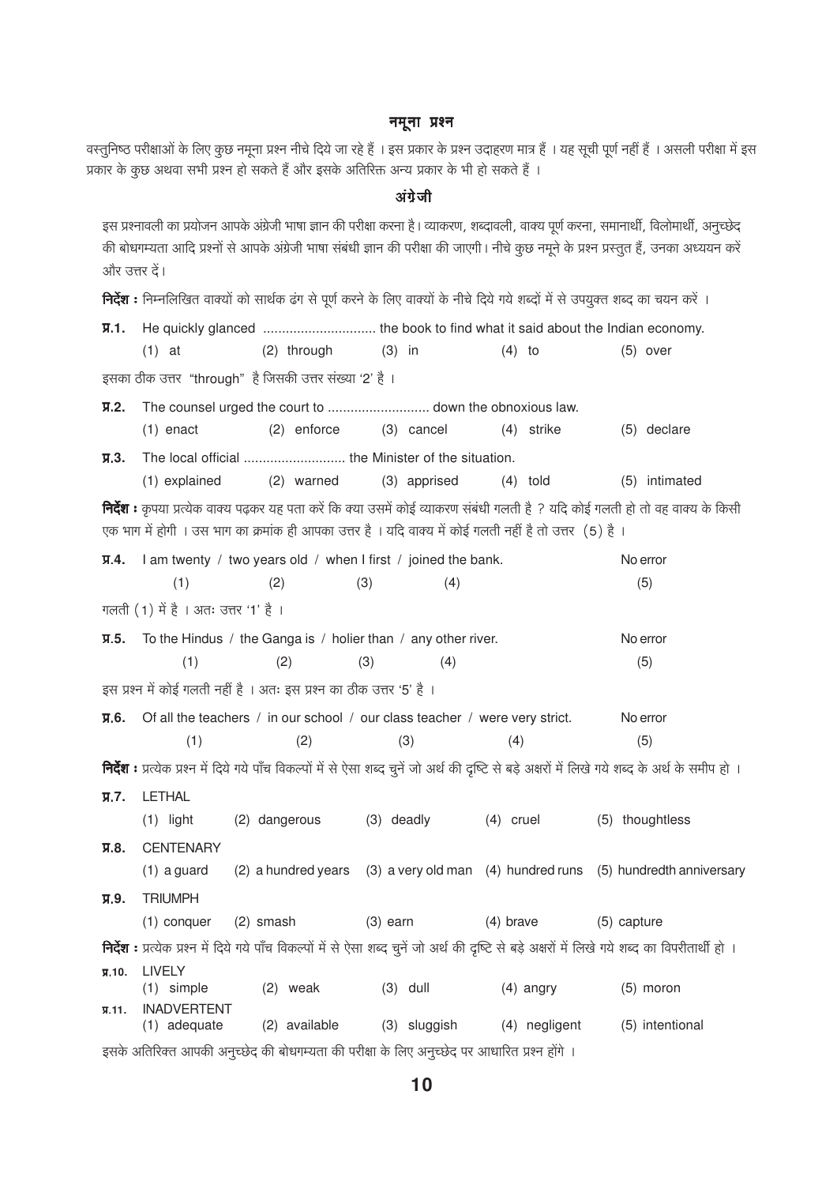## नमूना प्रश्न

वस्तुनिष्ठ परीक्षाओं के लिए कुछ नमूना प्रश्न नीचे दिये जा रहे हैं । इस प्रकार के प्रश्न उदाहरण मात्र हैं । यह सूची पूर्ण नहीं हैं । असली परीक्षा में इस प्रकार के कुछ अथवा सभी प्रश्न हो सकते हैं और इसके अतिरिक्त अन्य प्रकार के भी हो सकते हैं ।

### अंग्रेजी

इस प्रश्नावली का प्रयोजन आपके अंग्रेजी भाषा ज्ञान की परीक्षा करना है। व्याकरण, शब्दावली, वाक्य पूर्ण करना, समानार्थी, विलोमार्थी, अनुच्छेद की बोधगम्यता आदि प्रश्नों से आपके अंग्रेजी भाषा संबंधी ज्ञान की परीक्षा की जाएगी। नीचे कुछ नमूने के प्रश्न प्रस्तुत हैं, उनका अध्ययन करें और उत्तर दें।

**निर्देश :** निम्नलिखित वाक्यों को सार्थक ढंग से पूर्ण करने के लिए वाक्यों के नीचे दिये गये शब्दों में से उपयुक्त शब्द का चयन करें ।

**प्र.1.** He quickly glanced .............................. the book to find what it said about the Indian economy.

(1) at (2) through (3) in (4) to (5) over

इसका ठीक उत्तर "through" है जिसकी उत्तर संख्या '2' है ।

**प्र.2.** The counsel urged the court to ........................... down the obnoxious law.

(1) enact (2) enforce (3) cancel (4) strike (5) declare

**प्र.3.** The local official ........................... the Minister of the situation.

(1) explained (2) warned (3) apprised (4) told (5) intimated

**निर्देश :** कृपया प्रत्येक वाक्य पढ़कर यह पता करें कि क्या उसमें कोई व्याकरण संबंधी गलती है ? यदि कोई गलती हो तो वह वाक्य के किसी एक भाग में होगी । उस भाग का क्रमांक ही आपका उत्तर है । यदि वाक्य में कोई गलती नहीं है तो उत्तर (5) है ।

**प्र.4.** I am twenty (1) / two years old (2) / when I first (3) / joined the bank. (4) No error (5)

गलती (1) में है । अतः उत्तर '1' है ।

**प्र.5.** To the Hindus (1) / the Ganga is (2) / holier than (3) / any other river. (4) No error (5)

इस प्रश्न में कोई गलती नहीं है । अतः इस प्रश्न का ठीक उत्तर '5' है ।

**प्र.6.** Of all the teachers (1) / in our school (2) / our class teacher (3) / were very strict. (4) No error (5)

**निर्देश :** प्रत्येक प्रश्न में दिये गये पाँच विकल्पों में से ऐसा शब्द चुनें जो अर्थ की दृष्टि से बड़े अक्षरों में लिखे गये शब्द के अर्थ के समीप हो ।

**प्र.7.** LETHAL

(1) light (2) dangerous (3) deadly (4) cruel (5) thoughtless

**प्र.8.** CENTENARY

(1) a guard (2) a hundred years (3) a very old man (4) hundred runs (5) hundredth anniversary

**प्र.9.** TRIUMPH

(1) conquer (2) smash (3) earn (4) brave (5) capture

**निर्देश :** प्रत्येक प्रश्न में दिये गये पाँच विकल्पों में से ऐसा शब्द चुनें जो अर्थ की दृष्टि से बड़े अक्षरों में लिखे गये शब्द का विपरीतार्थी हो ।

**प्र.10.** LIVELY

(1) simple (2) weak (3) dull (4) angry (5) moron

**प्र.11.** INADVERTENT

(1) adequate (2) available (3) sluggish (4) negligent (5) intentional

इसके अतिरिक्त आपकी अनुच्छेद की बोधगम्यता की परीक्षा के लिए अनुच्छेद पर आधारित प्रश्न होंगे ।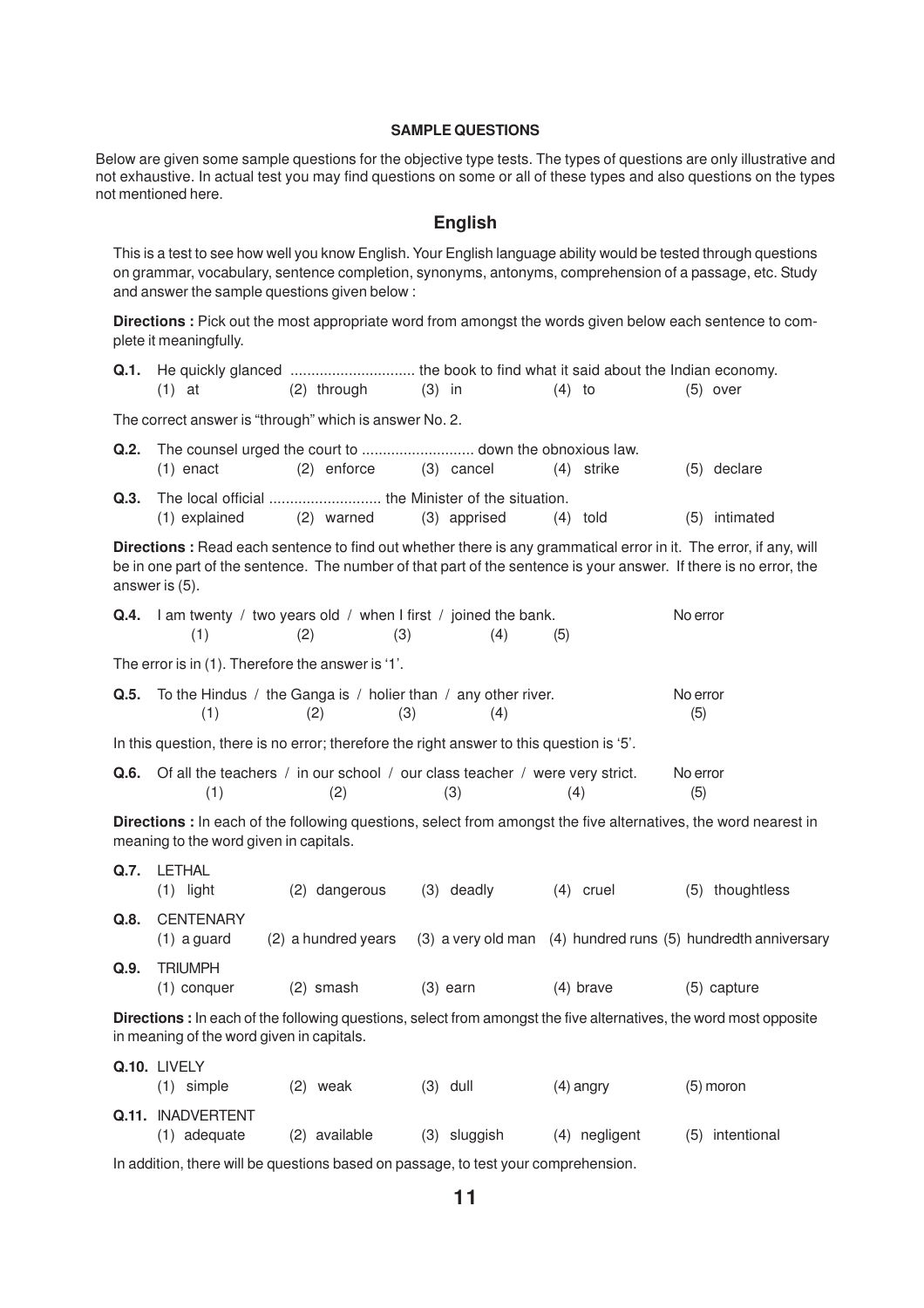### SAMPLE QUESTIONS

Below are given some sample questions for the objective type tests. The types of questions are only illustrative and not exhaustive. In actual test you may find questions on some or all of these types and also questions on the types not mentioned here.

## English

This is a test to see how well you know English. Your English language ability would be tested through questions on grammar, vocabulary, sentence completion, synonyms, antonyms, comprehension of a passage, etc. Study and answer the sample questions given below :

**Directions :** Pick out the most appropriate word from amongst the words given below each sentence to complete it meaningfully.

**Q.1.** He quickly glanced .............................. the book to find what it said about the Indian economy.
(1) at (2) through (3) in (4) to (5) over

The correct answer is "through" which is answer No. 2.

**Q.2.** The counsel urged the court to ........................... down the obnoxious law.
(1) enact (2) enforce (3) cancel (4) strike (5) declare

**Q.3.** The local official ........................... the Minister of the situation.
(1) explained (2) warned (3) apprised (4) told (5) intimated

**Directions :** Read each sentence to find out whether there is any grammatical error in it. The error, if any, will be in one part of the sentence. The number of that part of the sentence is your answer. If there is no error, the answer is (5).

**Q.4.** I am twenty (1) / two years old (2) / when I first (3) / joined the bank. (4) (5) No error

The error is in (1). Therefore the answer is '1'.

**Q.5.** To the Hindus (1) / the Ganga is (2) / holier than (3) / any other river. (4) No error (5)

In this question, there is no error; therefore the right answer to this question is '5'.

**Q.6.** Of all the teachers (1) / in our school (2) / our class teacher (3) / were very strict. (4) No error (5)

**Directions :** In each of the following questions, select from amongst the five alternatives, the word nearest in meaning to the word given in capitals.

**Q.7.** LETHAL
(1) light (2) dangerous (3) deadly (4) cruel (5) thoughtless

**Q.8.** CENTENARY
(1) a guard (2) a hundred years (3) a very old man (4) hundred runs (5) hundredth anniversary

**Q.9.** TRIUMPH
(1) conquer (2) smash (3) earn (4) brave (5) capture

**Directions :** In each of the following questions, select from amongst the five alternatives, the word most opposite in meaning of the word given in capitals.

**Q.10.** LIVELY
(1) simple (2) weak (3) dull (4) angry (5) moron

**Q.11.** INADVERTENT
(1) adequate (2) available (3) sluggish (4) negligent (5) intentional

In addition, there will be questions based on passage, to test your comprehension.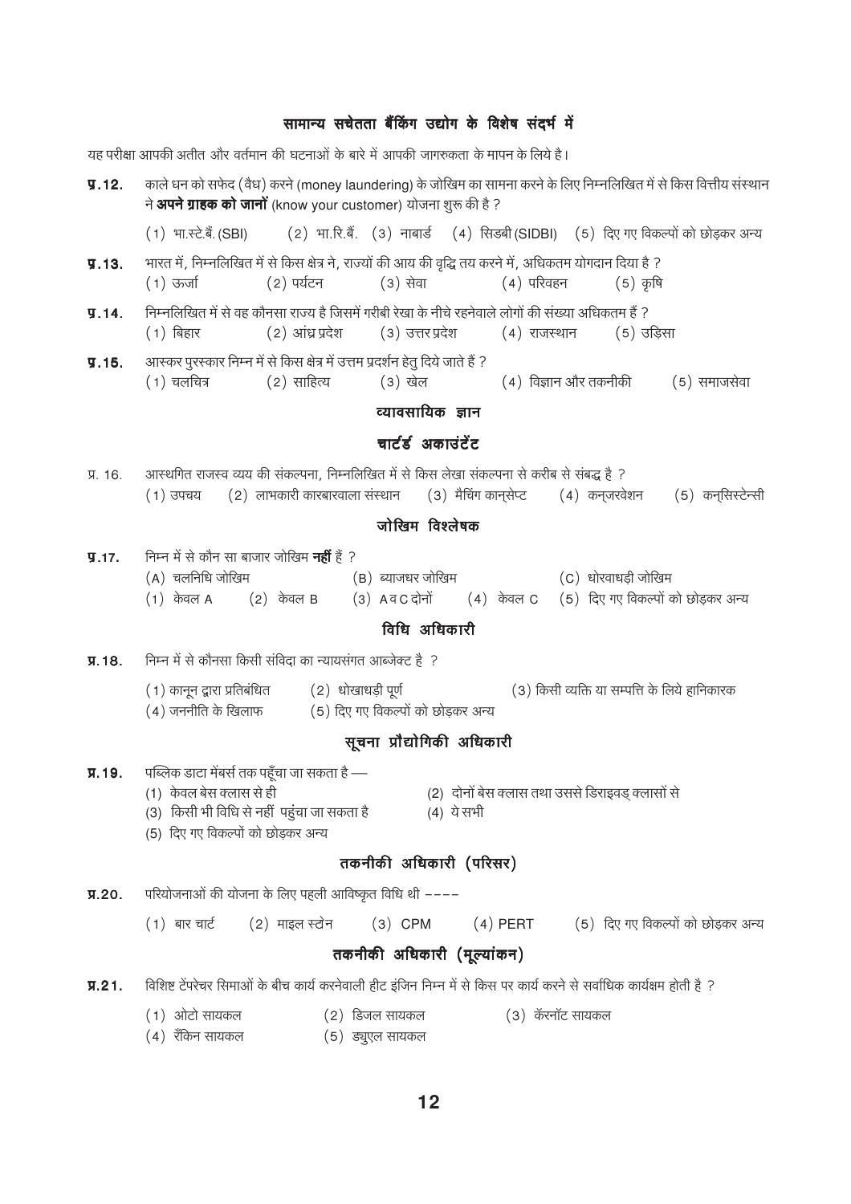## सामान्य सचेतता बैंकिंग उद्योग के विशेष संदर्भ में

यह परीक्षा आपकी अतीत और वर्तमान की घटनाओं के बारे में आपकी जागरुकता के मापन के लिये है।

**प्र.12.** काले धन को सफेद (वैध) करने (money laundering) के जोखिम का सामना करने के लिए निम्नलिखित में से किस वित्तीय संस्थान ने **अपने ग्राहक को जानों** (know your customer) योजना शुरू की है ?

(1) भा.स्टे.बैं. (SBI) (2) भा.रि.बैं. (3) नाबार्ड (4) सिडबी (SIDBI) (5) दिए गए विकल्पों को छोड़कर अन्य

**प्र.13.** भारत में, निम्नलिखित में से किस क्षेत्र ने, राज्यों की आय की वृद्धि तय करने में, अधिकतम योगदान दिया है ?

(1) ऊर्जा (2) पर्यटन (3) सेवा (4) परिवहन (5) कृषि

**प्र.14.** निम्नलिखित में से वह कौनसा राज्य है जिसमें गरीबी रेखा के नीचे रहनेवाले लोगों की संख्या अधिकतम हैं ?

(1) बिहार (2) आंध्र प्रदेश (3) उत्तर प्रदेश (4) राजस्थान (5) उड़िसा

**प्र.15.** आस्कर पुरस्कार निम्न में से किस क्षेत्र में उत्तम प्रदर्शन हेतु दिये जाते हैं ?

(1) चलचित्र (2) साहित्य (3) खेल (4) विज्ञान और तकनीकी (5) समाजसेवा

## व्यावसायिक ज्ञान

### चार्टर्ड अकाउंटेंट

प्र. 16. आस्थगित राजस्व व्यय की संकल्पना, निम्नलिखित में से किस लेखा संकल्पना से करीब से संबद्ध है ?

(1) उपचय (2) लाभकारी कारबारवाला संस्थान (3) मैचिंग कान्सेप्ट (4) कन्जरवेशन (5) कन्सिस्टेन्सी

### जोखिम विश्लेषक

**प्र.17.** निम्न में से कौन सा बाजार जोखिम **नहीं** हैं ?

(A) चलनिधि जोखिम (B) ब्याजधर जोखिम (C) धोखाधड़ी जोखिम

(1) केवल A (2) केवल B (3) A व C दोनों (4) केवल C (5) दिए गए विकल्पों को छोड़कर अन्य

### विधि अधिकारी

**प्र.18.** निम्न में से कौनसा किसी संविदा का न्यायसंगत आब्जेक्ट है ?

(1) कानून द्वारा प्रतिबंधित (2) धोखाधड़ी पूर्ण (3) किसी व्यक्ति या सम्पत्ति के लिये हानिकारक
(4) जननीति के खिलाफ (5) दिए गए विकल्पों को छोड़कर अन्य

### सूचना प्रौद्योगिकी अधिकारी

**प्र.19.** पब्लिक डाटा मेंबर्स तक पहुँचा जा सकता है —

(1) केवल बेस क्लास से ही
(2) दोनों बेस क्लास तथा उससे डिराइवड् क्लासों से
(3) किसी भी विधि से नहीं पहुंचा जा सकता है
(4) ये सभी
(5) दिए गए विकल्पों को छोड़कर अन्य

### तकनीकी अधिकारी (परिसर)

**प्र.20.** परियोजनाओं की योजना के लिए पहली आविष्कृत विधि थी ----

(1) बार चार्ट (2) माइल स्टोन (3) CPM (4) PERT (5) दिए गए विकल्पों को छोड़कर अन्य

### तकनीकी अधिकारी (मूल्यांकन)

**प्र.21.** विशिष्ट टेंपरेचर सिमाओं के बीच कार्य करनेवाली हीट इंजिन निम्न में से किस पर कार्य करने से सर्वाधिक कार्यक्षम होती है ?

(1) ओटो सायकल (2) डिजल सायकल (3) कॅरनॉट सायकल
(4) रॅंकिन सायकल (5) ड्युएल सायकल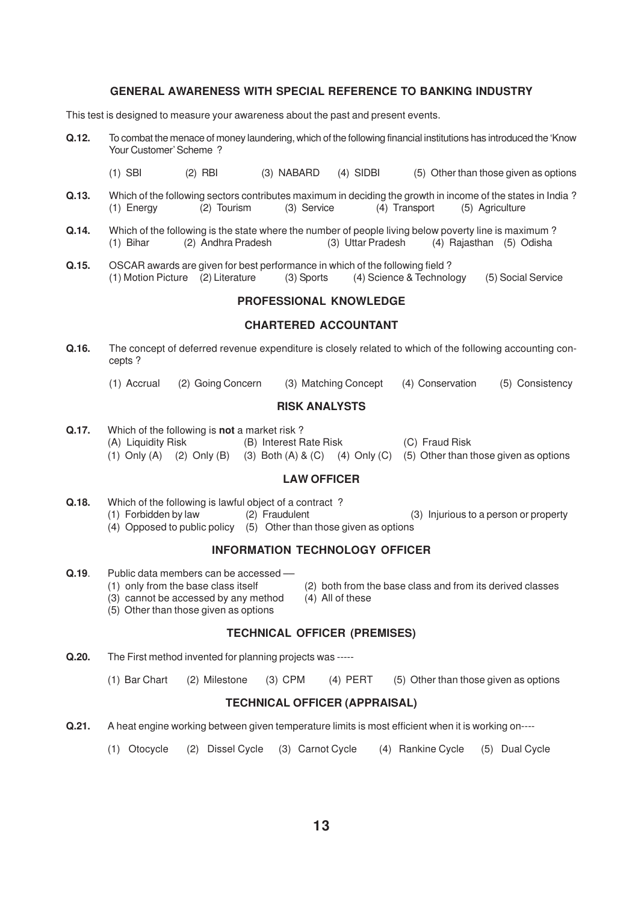## GENERAL AWARENESS WITH SPECIAL REFERENCE TO BANKING INDUSTRY

This test is designed to measure your awareness about the past and present events.

**Q.12.** To combat the menace of money laundering, which of the following financial institutions has introduced the 'Know Your Customer' Scheme ?

(1) SBI (2) RBI (3) NABARD (4) SIDBI (5) Other than those given as options

**Q.13.** Which of the following sectors contributes maximum in deciding the growth in income of the states in India ?
(1) Energy (2) Tourism (3) Service (4) Transport (5) Agriculture

**Q.14.** Which of the following is the state where the number of people living below poverty line is maximum ?
(1) Bihar (2) Andhra Pradesh (3) Uttar Pradesh (4) Rajasthan (5) Odisha

**Q.15.** OSCAR awards are given for best performance in which of the following field ?
(1) Motion Picture (2) Literature (3) Sports (4) Science & Technology (5) Social Service

## PROFESSIONAL KNOWLEDGE

### CHARTERED ACCOUNTANT

**Q.16.** The concept of deferred revenue expenditure is closely related to which of the following accounting concepts ?

(1) Accrual (2) Going Concern (3) Matching Concept (4) Conservation (5) Consistency

### RISK ANALYSTS

**Q.17.** Which of the following is **not** a market risk ?
(A) Liquidity Risk (B) Interest Rate Risk (C) Fraud Risk
(1) Only (A) (2) Only (B) (3) Both (A) & (C) (4) Only (C) (5) Other than those given as options

### LAW OFFICER

**Q.18.** Which of the following is lawful object of a contract ?
(1) Forbidden by law (2) Fraudulent (3) Injurious to a person or property
(4) Opposed to public policy (5) Other than those given as options

### INFORMATION TECHNOLOGY OFFICER

**Q.19**. Public data members can be accessed —
(1) only from the base class itself (2) both from the base class and from its derived classes
(3) cannot be accessed by any method (4) All of these
(5) Other than those given as options

### TECHNICAL OFFICER (PREMISES)

**Q.20.** The First method invented for planning projects was -----

(1) Bar Chart (2) Milestone (3) CPM (4) PERT (5) Other than those given as options

### TECHNICAL OFFICER (APPRAISAL)

**Q.21.** A heat engine working between given temperature limits is most efficient when it is working on----

(1) Otocycle (2) Dissel Cycle (3) Carnot Cycle (4) Rankine Cycle (5) Dual Cycle